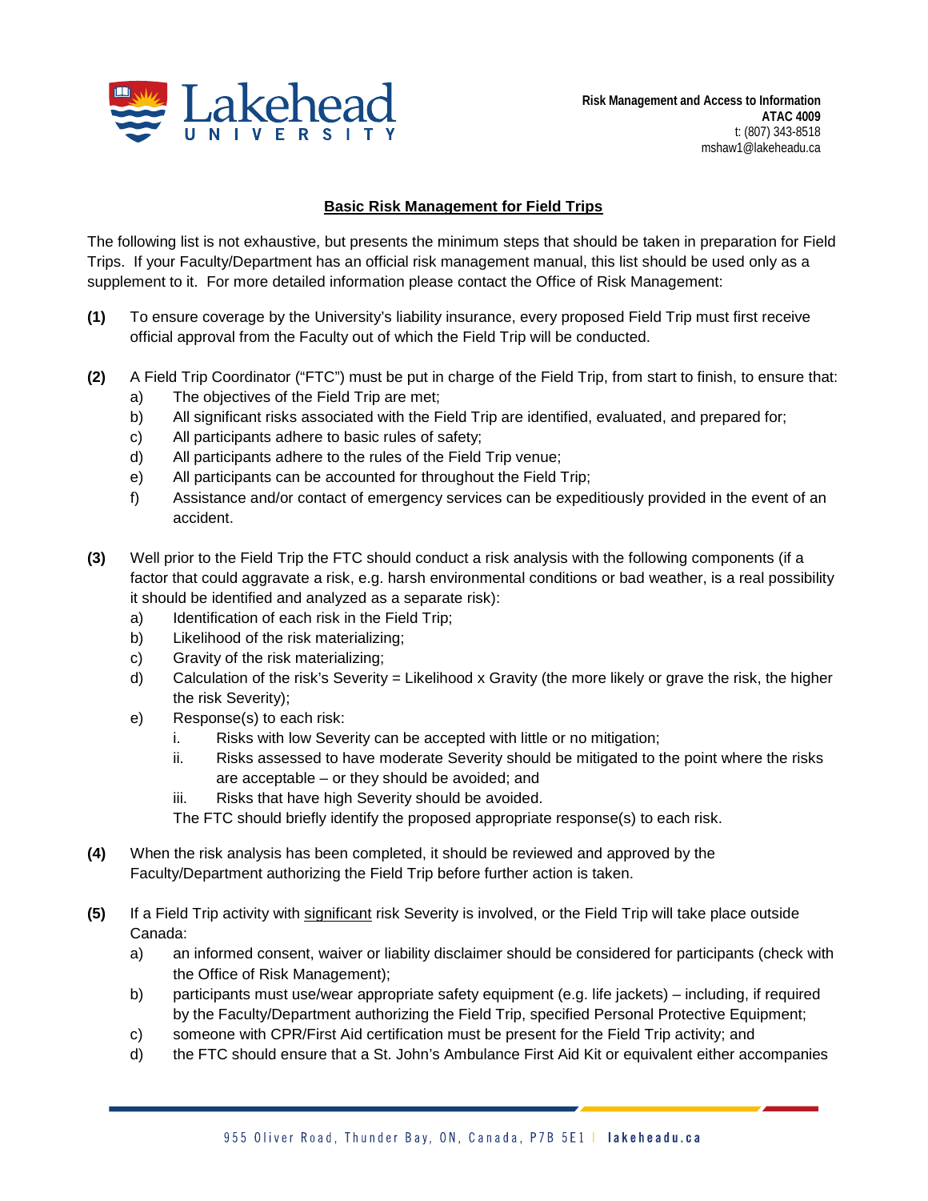Risk Management and Access to Information
**ATAC 4009**
t: (807) 343-8518
mshaw1@lakeheadu.ca

## Basic Risk Management for Field Trips

The following list is not exhaustive, but presents the minimum steps that should be taken in preparation for Field Trips. If your Faculty/Department has an official risk management manual, this list should be used only as a supplement to it. For more detailed information please contact the Office of Risk Management:

**(1)** To ensure coverage by the University's liability insurance, every proposed Field Trip must first receive official approval from the Faculty out of which the Field Trip will be conducted.

**(2)** A Field Trip Coordinator ("FTC") must be put in charge of the Field Trip, from start to finish, to ensure that:

- a) The objectives of the Field Trip are met;
- b) All significant risks associated with the Field Trip are identified, evaluated, and prepared for;
- c) All participants adhere to basic rules of safety;
- d) All participants adhere to the rules of the Field Trip venue;
- e) All participants can be accounted for throughout the Field Trip;
- f) Assistance and/or contact of emergency services can be expeditiously provided in the event of an accident.

**(3)** Well prior to the Field Trip the FTC should conduct a risk analysis with the following components (if a factor that could aggravate a risk, e.g. harsh environmental conditions or bad weather, is a real possibility it should be identified and analyzed as a separate risk):

- a) Identification of each risk in the Field Trip;
- b) Likelihood of the risk materializing;
- c) Gravity of the risk materializing;
- d) Calculation of the risk's Severity = Likelihood x Gravity (the more likely or grave the risk, the higher the risk Severity);
- e) Response(s) to each risk:
  - i. Risks with low Severity can be accepted with little or no mitigation;
  - ii. Risks assessed to have moderate Severity should be mitigated to the point where the risks are acceptable – or they should be avoided; and
  - iii. Risks that have high Severity should be avoided.

  The FTC should briefly identify the proposed appropriate response(s) to each risk.

**(4)** When the risk analysis has been completed, it should be reviewed and approved by the Faculty/Department authorizing the Field Trip before further action is taken.

**(5)** If a Field Trip activity with <u>significant</u> risk Severity is involved, or the Field Trip will take place outside Canada:

- a) an informed consent, waiver or liability disclaimer should be considered for participants (check with the Office of Risk Management);
- b) participants must use/wear appropriate safety equipment (e.g. life jackets) – including, if required by the Faculty/Department authorizing the Field Trip, specified Personal Protective Equipment;
- c) someone with CPR/First Aid certification must be present for the Field Trip activity; and
- d) the FTC should ensure that a St. John's Ambulance First Aid Kit or equivalent either accompanies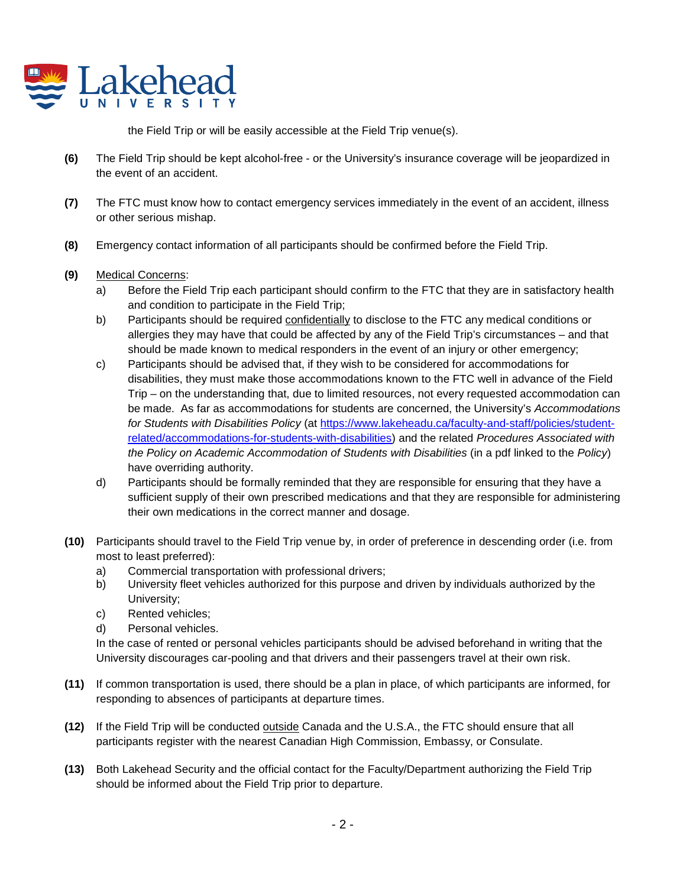the Field Trip or will be easily accessible at the Field Trip venue(s).

**(6)** The Field Trip should be kept alcohol-free - or the University's insurance coverage will be jeopardized in the event of an accident.

**(7)** The FTC must know how to contact emergency services immediately in the event of an accident, illness or other serious mishap.

**(8)** Emergency contact information of all participants should be confirmed before the Field Trip.

**(9)** Medical Concerns:

a) Before the Field Trip each participant should confirm to the FTC that they are in satisfactory health and condition to participate in the Field Trip;

b) Participants should be required confidentially to disclose to the FTC any medical conditions or allergies they may have that could be affected by any of the Field Trip's circumstances – and that should be made known to medical responders in the event of an injury or other emergency;

c) Participants should be advised that, if they wish to be considered for accommodations for disabilities, they must make those accommodations known to the FTC well in advance of the Field Trip – on the understanding that, due to limited resources, not every requested accommodation can be made. As far as accommodations for students are concerned, the University's *Accommodations for Students with Disabilities Policy* (at [https://www.lakeheadu.ca/faculty-and-staff/policies/student-related/accommodations-for-students-with-disabilities](https://www.lakeheadu.ca/faculty-and-staff/policies/student-related/accommodations-for-students-with-disabilities)) and the related *Procedures Associated with the Policy on Academic Accommodation of Students with Disabilities* (in a pdf linked to the *Policy*) have overriding authority.

d) Participants should be formally reminded that they are responsible for ensuring that they have a sufficient supply of their own prescribed medications and that they are responsible for administering their own medications in the correct manner and dosage.

**(10)** Participants should travel to the Field Trip venue by, in order of preference in descending order (i.e. from most to least preferred):

a) Commercial transportation with professional drivers;

b) University fleet vehicles authorized for this purpose and driven by individuals authorized by the University;

c) Rented vehicles;

d) Personal vehicles.

In the case of rented or personal vehicles participants should be advised beforehand in writing that the University discourages car-pooling and that drivers and their passengers travel at their own risk.

**(11)** If common transportation is used, there should be a plan in place, of which participants are informed, for responding to absences of participants at departure times.

**(12)** If the Field Trip will be conducted outside Canada and the U.S.A., the FTC should ensure that all participants register with the nearest Canadian High Commission, Embassy, or Consulate.

**(13)** Both Lakehead Security and the official contact for the Faculty/Department authorizing the Field Trip should be informed about the Field Trip prior to departure.